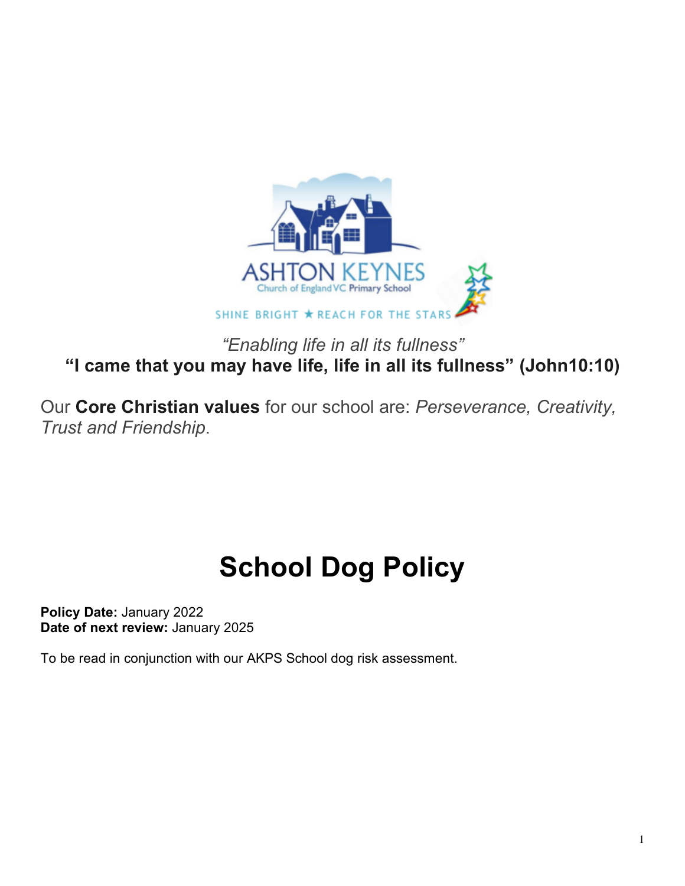ASHTON KEYNES
Church of England VC Primary School

SHINE BRIGHT ★ REACH FOR THE STARS

*"Enabling life in all its fullness"*

**"I came that you may have life, life in all its fullness" (John10:10)**

Our **Core Christian values** for our school are: *Perseverance, Creativity, Trust and Friendship*.

# School Dog Policy

**Policy Date:** January 2022
**Date of next review:** January 2025

To be read in conjunction with our AKPS School dog risk assessment.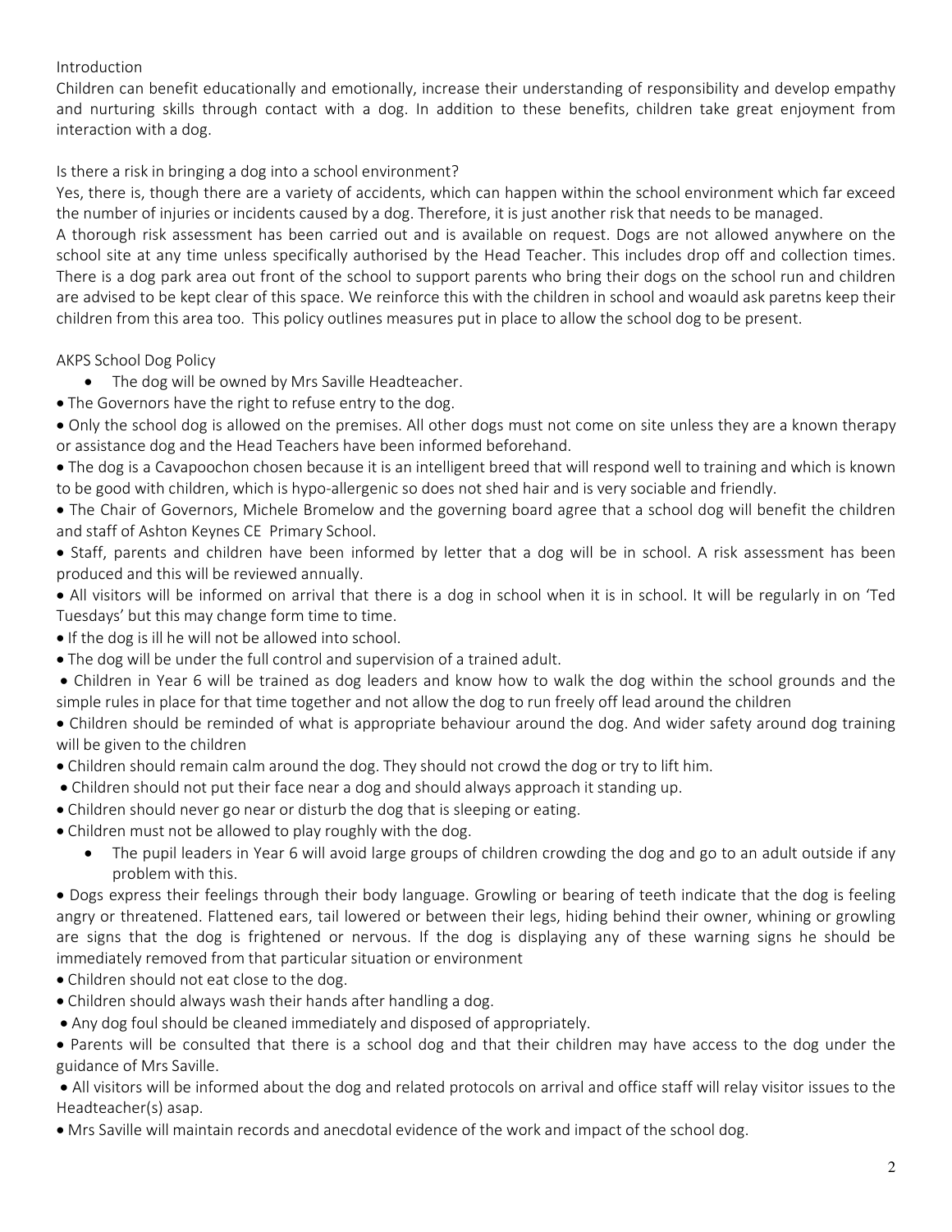Introduction

Children can benefit educationally and emotionally, increase their understanding of responsibility and develop empathy and nurturing skills through contact with a dog. In addition to these benefits, children take great enjoyment from interaction with a dog.

Is there a risk in bringing a dog into a school environment?

Yes, there is, though there are a variety of accidents, which can happen within the school environment which far exceed the number of injuries or incidents caused by a dog. Therefore, it is just another risk that needs to be managed.

A thorough risk assessment has been carried out and is available on request. Dogs are not allowed anywhere on the school site at any time unless specifically authorised by the Head Teacher. This includes drop off and collection times. There is a dog park area out front of the school to support parents who bring their dogs on the school run and children are advised to be kept clear of this space. We reinforce this with the children in school and woauld ask paretns keep their children from this area too. This policy outlines measures put in place to allow the school dog to be present.

AKPS School Dog Policy

- The dog will be owned by Mrs Saville Headteacher.
- The Governors have the right to refuse entry to the dog.
- Only the school dog is allowed on the premises. All other dogs must not come on site unless they are a known therapy or assistance dog and the Head Teachers have been informed beforehand.
- The dog is a Cavapoochon chosen because it is an intelligent breed that will respond well to training and which is known to be good with children, which is hypo-allergenic so does not shed hair and is very sociable and friendly.
- The Chair of Governors, Michele Bromelow and the governing board agree that a school dog will benefit the children and staff of Ashton Keynes CE Primary School.
- Staff, parents and children have been informed by letter that a dog will be in school. A risk assessment has been produced and this will be reviewed annually.
- All visitors will be informed on arrival that there is a dog in school when it is in school. It will be regularly in on 'Ted Tuesdays' but this may change form time to time.
- If the dog is ill he will not be allowed into school.
- The dog will be under the full control and supervision of a trained adult.
- Children in Year 6 will be trained as dog leaders and know how to walk the dog within the school grounds and the simple rules in place for that time together and not allow the dog to run freely off lead around the children
- Children should be reminded of what is appropriate behaviour around the dog. And wider safety around dog training will be given to the children
- Children should remain calm around the dog. They should not crowd the dog or try to lift him.
- Children should not put their face near a dog and should always approach it standing up.
- Children should never go near or disturb the dog that is sleeping or eating.
- Children must not be allowed to play roughly with the dog.
- The pupil leaders in Year 6 will avoid large groups of children crowding the dog and go to an adult outside if any problem with this.
- Dogs express their feelings through their body language. Growling or bearing of teeth indicate that the dog is feeling angry or threatened. Flattened ears, tail lowered or between their legs, hiding behind their owner, whining or growling are signs that the dog is frightened or nervous. If the dog is displaying any of these warning signs he should be immediately removed from that particular situation or environment
- Children should not eat close to the dog.
- Children should always wash their hands after handling a dog.
- Any dog foul should be cleaned immediately and disposed of appropriately.
- Parents will be consulted that there is a school dog and that their children may have access to the dog under the guidance of Mrs Saville.
- All visitors will be informed about the dog and related protocols on arrival and office staff will relay visitor issues to the Headteacher(s) asap.
- Mrs Saville will maintain records and anecdotal evidence of the work and impact of the school dog.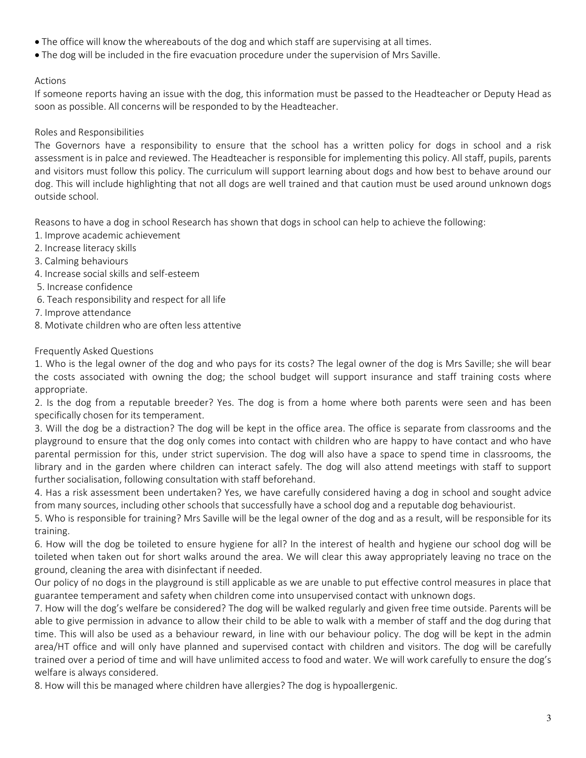- The office will know the whereabouts of the dog and which staff are supervising at all times.
- The dog will be included in the fire evacuation procedure under the supervision of Mrs Saville.

## Actions

If someone reports having an issue with the dog, this information must be passed to the Headteacher or Deputy Head as soon as possible. All concerns will be responded to by the Headteacher.

## Roles and Responsibilities

The Governors have a responsibility to ensure that the school has a written policy for dogs in school and a risk assessment is in palce and reviewed. The Headteacher is responsible for implementing this policy. All staff, pupils, parents and visitors must follow this policy. The curriculum will support learning about dogs and how best to behave around our dog. This will include highlighting that not all dogs are well trained and that caution must be used around unknown dogs outside school.

Reasons to have a dog in school Research has shown that dogs in school can help to achieve the following:

1. Improve academic achievement
2. Increase literacy skills
3. Calming behaviours
4. Increase social skills and self-esteem
5. Increase confidence
6. Teach responsibility and respect for all life
7. Improve attendance
8. Motivate children who are often less attentive

## Frequently Asked Questions

1. Who is the legal owner of the dog and who pays for its costs? The legal owner of the dog is Mrs Saville; she will bear the costs associated with owning the dog; the school budget will support insurance and staff training costs where appropriate.
2. Is the dog from a reputable breeder? Yes. The dog is from a home where both parents were seen and has been specifically chosen for its temperament.
3. Will the dog be a distraction? The dog will be kept in the office area. The office is separate from classrooms and the playground to ensure that the dog only comes into contact with children who are happy to have contact and who have parental permission for this, under strict supervision. The dog will also have a space to spend time in classrooms, the library and in the garden where children can interact safely. The dog will also attend meetings with staff to support further socialisation, following consultation with staff beforehand.
4. Has a risk assessment been undertaken? Yes, we have carefully considered having a dog in school and sought advice from many sources, including other schools that successfully have a school dog and a reputable dog behaviourist.
5. Who is responsible for training? Mrs Saville will be the legal owner of the dog and as a result, will be responsible for its training.
6. How will the dog be toileted to ensure hygiene for all? In the interest of health and hygiene our school dog will be toileted when taken out for short walks around the area. We will clear this away appropriately leaving no trace on the ground, cleaning the area with disinfectant if needed.

   Our policy of no dogs in the playground is still applicable as we are unable to put effective control measures in place that guarantee temperament and safety when children come into unsupervised contact with unknown dogs.
7. How will the dog's welfare be considered? The dog will be walked regularly and given free time outside. Parents will be able to give permission in advance to allow their child to be able to walk with a member of staff and the dog during that time. This will also be used as a behaviour reward, in line with our behaviour policy. The dog will be kept in the admin area/HT office and will only have planned and supervised contact with children and visitors. The dog will be carefully trained over a period of time and will have unlimited access to food and water. We will work carefully to ensure the dog's welfare is always considered.
8. How will this be managed where children have allergies? The dog is hypoallergenic.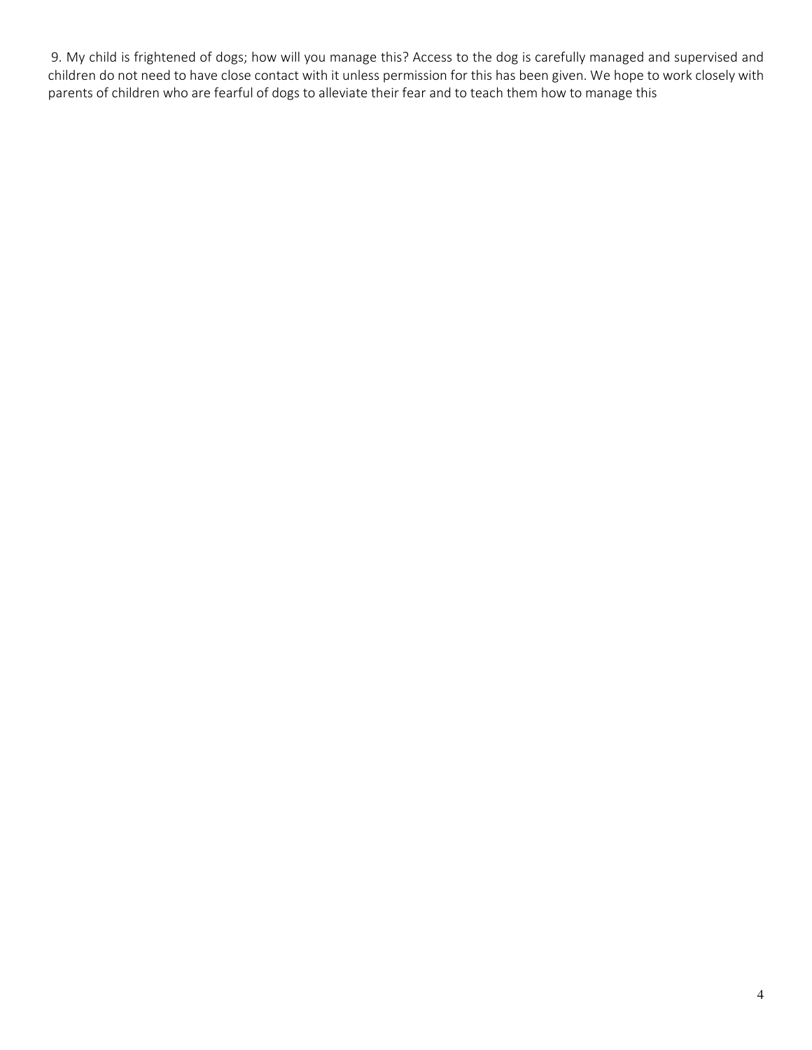9. My child is frightened of dogs; how will you manage this? Access to the dog is carefully managed and supervised and children do not need to have close contact with it unless permission for this has been given. We hope to work closely with parents of children who are fearful of dogs to alleviate their fear and to teach them how to manage this